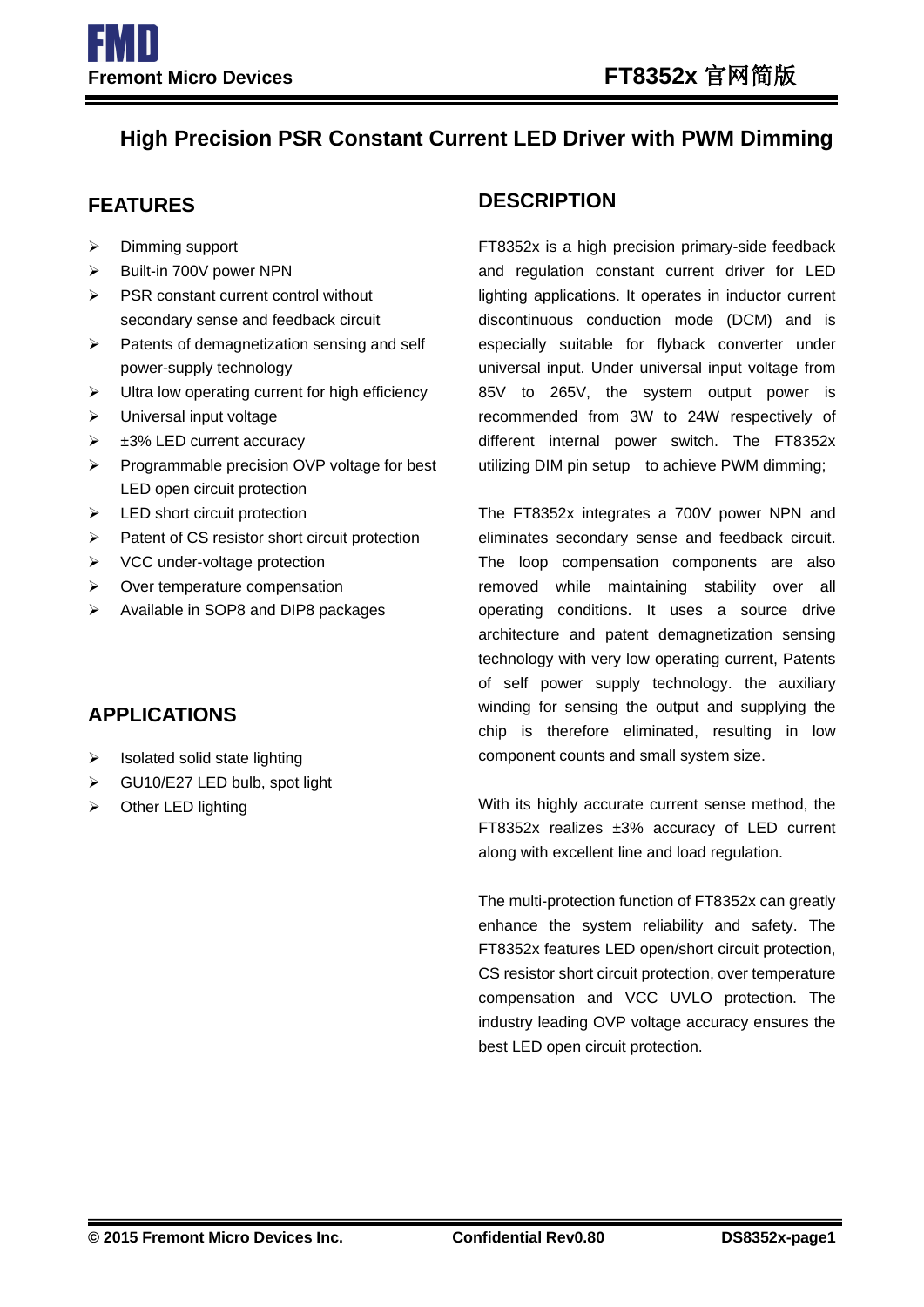# High Precision PSR Constant Current LED Driver with PWM Dimming

## FEATURES

- Dimming support
- Built-in 700V power NPN
- PSR constant current control without secondary sense and feedback circuit
- Patents of demagnetization sensing and self power-supply technology
- Ultra low operating current for high efficiency
- Universal input voltage
- ±3% LED current accuracy
- Programmable precision OVP voltage for best LED open circuit protection
- LED short circuit protection
- Patent of CS resistor short circuit protection
- VCC under-voltage protection
- Over temperature compensation
- Available in SOP8 and DIP8 packages

## APPLICATIONS

- Isolated solid state lighting
- GU10/E27 LED bulb, spot light
- Other LED lighting

## DESCRIPTION

FT8352x is a high precision primary-side feedback and regulation constant current driver for LED lighting applications. It operates in inductor current discontinuous conduction mode (DCM) and is especially suitable for flyback converter under universal input. Under universal input voltage from 85V to 265V, the system output power is recommended from 3W to 24W respectively of different internal power switch. The FT8352x utilizing DIM pin setup to achieve PWM dimming;

The FT8352x integrates a 700V power NPN and eliminates secondary sense and feedback circuit. The loop compensation components are also removed while maintaining stability over all operating conditions. It uses a source drive architecture and patent demagnetization sensing technology with very low operating current, Patents of self power supply technology. the auxiliary winding for sensing the output and supplying the chip is therefore eliminated, resulting in low component counts and small system size.

With its highly accurate current sense method, the FT8352x realizes ±3% accuracy of LED current along with excellent line and load regulation.

The multi-protection function of FT8352x can greatly enhance the system reliability and safety. The FT8352x features LED open/short circuit protection, CS resistor short circuit protection, over temperature compensation and VCC UVLO protection. The industry leading OVP voltage accuracy ensures the best LED open circuit protection.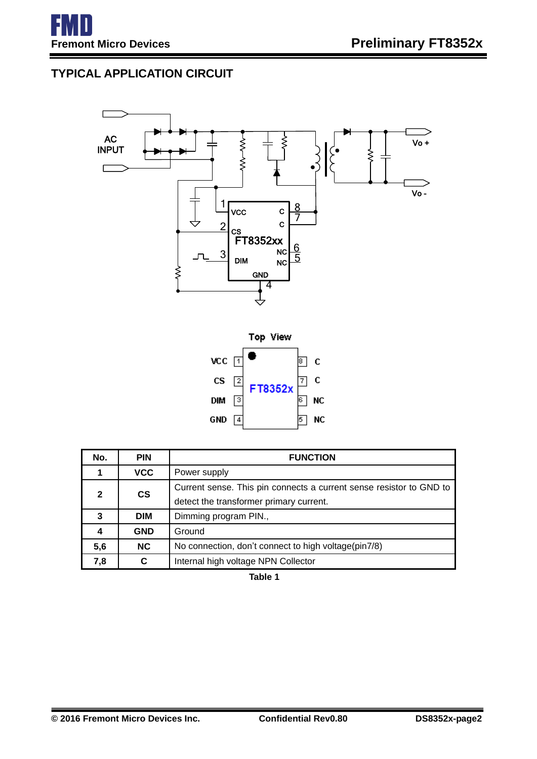## TYPICAL APPLICATION CIRCUIT

AC INPUT

Vo +

Vo -

VCC

CS

FT8352xx

DIM

GND

C

C

NC

NC

1 2 3 4 5 6 7 8

Top View

VCC 1

CS 2

DIM 3

GND 4

FT8352x

8 C

7 C

6 NC

5 NC

| No. | PIN | FUNCTION |
|---|---|---|
| 1 | VCC | Power supply |
| 2 | CS | Current sense. This pin connects a current sense resistor to GND to detect the transformer primary current. |
| 3 | DIM | Dimming program PIN., |
| 4 | GND | Ground |
| 5,6 | NC | No connection, don't connect to high voltage(pin7/8) |
| 7,8 | C | Internal high voltage NPN Collector |

Table 1